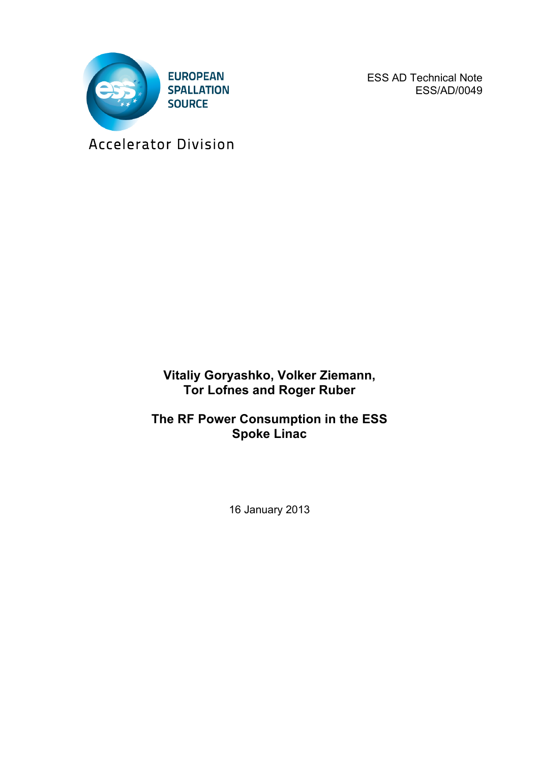EUROPEAN SPALLATION SOURCE

Accelerator Division

ESS AD Technical Note
ESS/AD/0049

**Vitaliy Goryashko, Volker Ziemann, Tor Lofnes and Roger Ruber**

# The RF Power Consumption in the ESS Spoke Linac

16 January 2013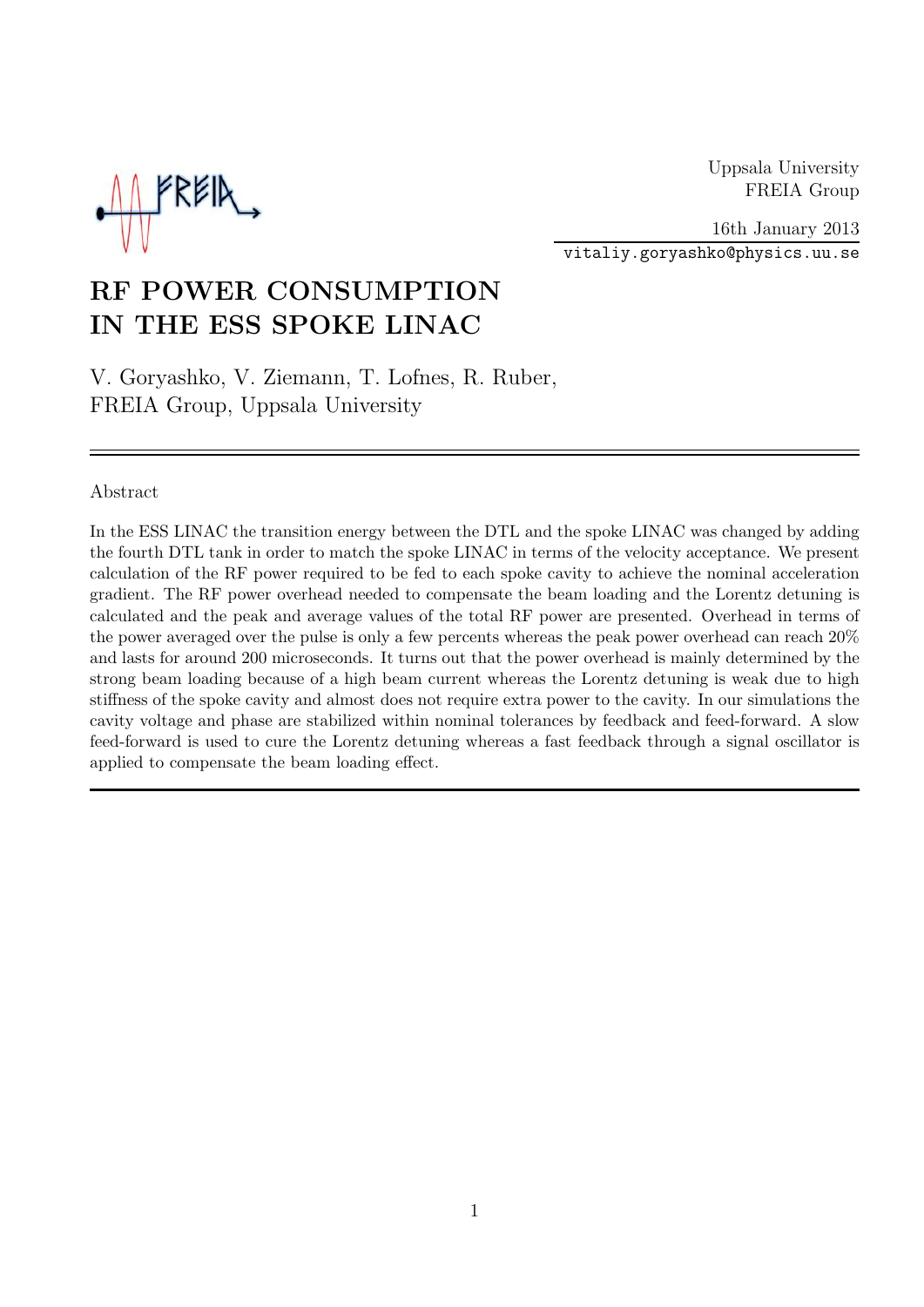Uppsala University
FREIA Group

16th January 2013

vitaliy.goryashko@physics.uu.se

# RF POWER CONSUMPTION IN THE ESS SPOKE LINAC

V. Goryashko, V. Ziemann, T. Lofnes, R. Ruber,
FREIA Group, Uppsala University

---

Abstract

In the ESS LINAC the transition energy between the DTL and the spoke LINAC was changed by adding the fourth DTL tank in order to match the spoke LINAC in terms of the velocity acceptance. We present calculation of the RF power required to be fed to each spoke cavity to achieve the nominal acceleration gradient. The RF power overhead needed to compensate the beam loading and the Lorentz detuning is calculated and the peak and average values of the total RF power are presented. Overhead in terms of the power averaged over the pulse is only a few percents whereas the peak power overhead can reach 20% and lasts for around 200 microseconds. It turns out that the power overhead is mainly determined by the strong beam loading because of a high beam current whereas the Lorentz detuning is weak due to high stiffness of the spoke cavity and almost does not require extra power to the cavity. In our simulations the cavity voltage and phase are stabilized within nominal tolerances by feedback and feed-forward. A slow feed-forward is used to cure the Lorentz detuning whereas a fast feedback through a signal oscillator is applied to compensate the beam loading effect.

---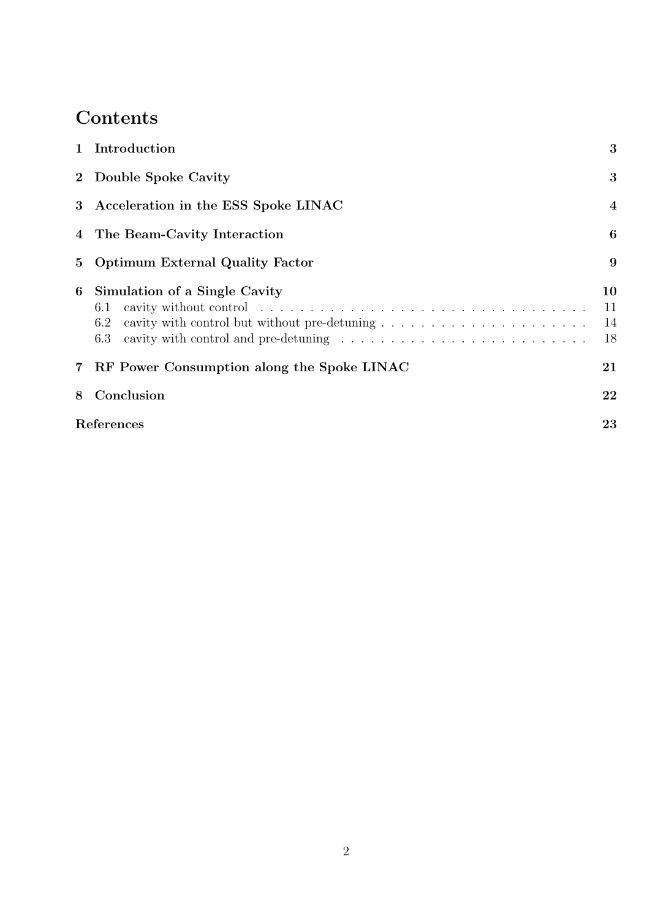# Contents

| | | |
|---|---|---|
| **1** | **Introduction** | **3** |
| **2** | **Double Spoke Cavity** | **3** |
| **3** | **Acceleration in the ESS Spoke LINAC** | **4** |
| **4** | **The Beam-Cavity Interaction** | **6** |
| **5** | **Optimum External Quality Factor** | **9** |
| **6** | **Simulation of a Single Cavity** | **10** |
| 6.1 | cavity without control | 11 |
| 6.2 | cavity with control but without pre-detuning | 14 |
| 6.3 | cavity with control and pre-detuning | 18 |
| **7** | **RF Power Consumption along the Spoke LINAC** | **21** |
| **8** | **Conclusion** | **22** |
| | **References** | **23** |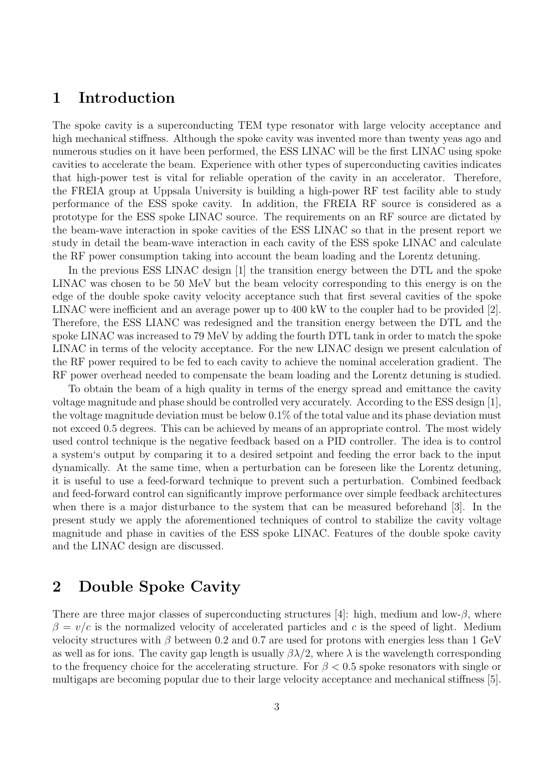# 1 Introduction

The spoke cavity is a superconducting TEM type resonator with large velocity acceptance and high mechanical stiffness. Although the spoke cavity was invented more than twenty yeas ago and numerous studies on it have been performed, the ESS LINAC will be the first LINAC using spoke cavities to accelerate the beam. Experience with other types of superconducting cavities indicates that high-power test is vital for reliable operation of the cavity in an accelerator. Therefore, the FREIA group at Uppsala University is building a high-power RF test facility able to study performance of the ESS spoke cavity. In addition, the FREIA RF source is considered as a prototype for the ESS spoke LINAC source. The requirements on an RF source are dictated by the beam-wave interaction in spoke cavities of the ESS LINAC so that in the present report we study in detail the beam-wave interaction in each cavity of the ESS spoke LINAC and calculate the RF power consumption taking into account the beam loading and the Lorentz detuning.

In the previous ESS LINAC design [1] the transition energy between the DTL and the spoke LINAC was chosen to be 50 MeV but the beam velocity corresponding to this energy is on the edge of the double spoke cavity velocity acceptance such that first several cavities of the spoke LINAC were inefficient and an average power up to 400 kW to the coupler had to be provided [2]. Therefore, the ESS LIANC was redesigned and the transition energy between the DTL and the spoke LINAC was increased to 79 MeV by adding the fourth DTL tank in order to match the spoke LINAC in terms of the velocity acceptance. For the new LINAC design we present calculation of the RF power required to be fed to each cavity to achieve the nominal acceleration gradient. The RF power overhead needed to compensate the beam loading and the Lorentz detuning is studied.

To obtain the beam of a high quality in terms of the energy spread and emittance the cavity voltage magnitude and phase should be controlled very accurately. According to the ESS design [1], the voltage magnitude deviation must be below 0.1% of the total value and its phase deviation must not exceed 0.5 degrees. This can be achieved by means of an appropriate control. The most widely used control technique is the negative feedback based on a PID controller. The idea is to control a system's output by comparing it to a desired setpoint and feeding the error back to the input dynamically. At the same time, when a perturbation can be foreseen like the Lorentz detuning, it is useful to use a feed-forward technique to prevent such a perturbation. Combined feedback and feed-forward control can significantly improve performance over simple feedback architectures when there is a major disturbance to the system that can be measured beforehand [3]. In the present study we apply the aforementioned techniques of control to stabilize the cavity voltage magnitude and phase in cavities of the ESS spoke LINAC. Features of the double spoke cavity and the LINAC design are discussed.

# 2 Double Spoke Cavity

There are three major classes of superconducting structures [4]: high, medium and low-$\beta$, where $\beta = v/c$ is the normalized velocity of accelerated particles and $c$ is the speed of light. Medium velocity structures with $\beta$ between 0.2 and 0.7 are used for protons with energies less than 1 GeV as well as for ions. The cavity gap length is usually $\beta\lambda/2$, where $\lambda$ is the wavelength corresponding to the frequency choice for the accelerating structure. For $\beta < 0.5$ spoke resonators with single or multigaps are becoming popular due to their large velocity acceptance and mechanical stiffness [5].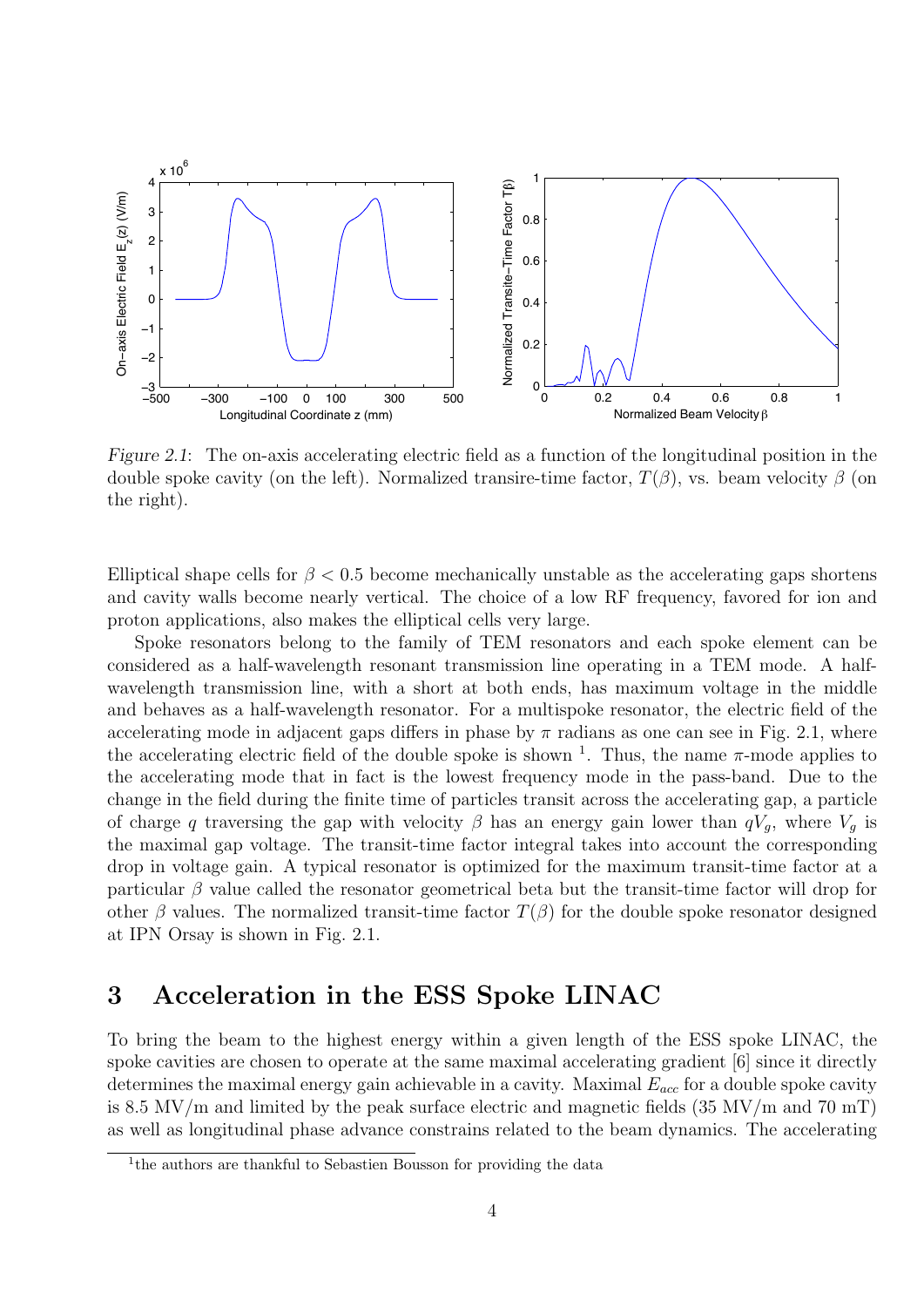*Figure 2.1*: The on-axis accelerating electric field as a function of the longitudinal position in the double spoke cavity (on the left). Normalized transire-time factor, $T(\beta)$, vs. beam velocity $\beta$ (on the right).

Elliptical shape cells for $\beta < 0.5$ become mechanically unstable as the accelerating gaps shortens and cavity walls become nearly vertical. The choice of a low RF frequency, favored for ion and proton applications, also makes the elliptical cells very large.

Spoke resonators belong to the family of TEM resonators and each spoke element can be considered as a half-wavelength resonant transmission line operating in a TEM mode. A half-wavelength transmission line, with a short at both ends, has maximum voltage in the middle and behaves as a half-wavelength resonator. For a multispoke resonator, the electric field of the accelerating mode in adjacent gaps differs in phase by $\pi$ radians as one can see in Fig. 2.1, where the accelerating electric field of the double spoke is shown [1]. Thus, the name $\pi$-mode applies to the accelerating mode that in fact is the lowest frequency mode in the pass-band. Due to the change in the field during the finite time of particles transit across the accelerating gap, a particle of charge $q$ traversing the gap with velocity $\beta$ has an energy gain lower than $qV_g$, where $V_g$ is the maximal gap voltage. The transit-time factor integral takes into account the corresponding drop in voltage gain. A typical resonator is optimized for the maximum transit-time factor at a particular $\beta$ value called the resonator geometrical beta but the transit-time factor will drop for other $\beta$ values. The normalized transit-time factor $T(\beta)$ for the double spoke resonator designed at IPN Orsay is shown in Fig. 2.1.

# 3 Acceleration in the ESS Spoke LINAC

To bring the beam to the highest energy within a given length of the ESS spoke LINAC, the spoke cavities are chosen to operate at the same maximal accelerating gradient [6] since it directly determines the maximal energy gain achievable in a cavity. Maximal $E_{acc}$ for a double spoke cavity is 8.5 MV/m and limited by the peak surface electric and magnetic fields (35 MV/m and 70 mT) as well as longitudinal phase advance constrains related to the beam dynamics. The accelerating

[1] the authors are thankful to Sebastien Bousson for providing the data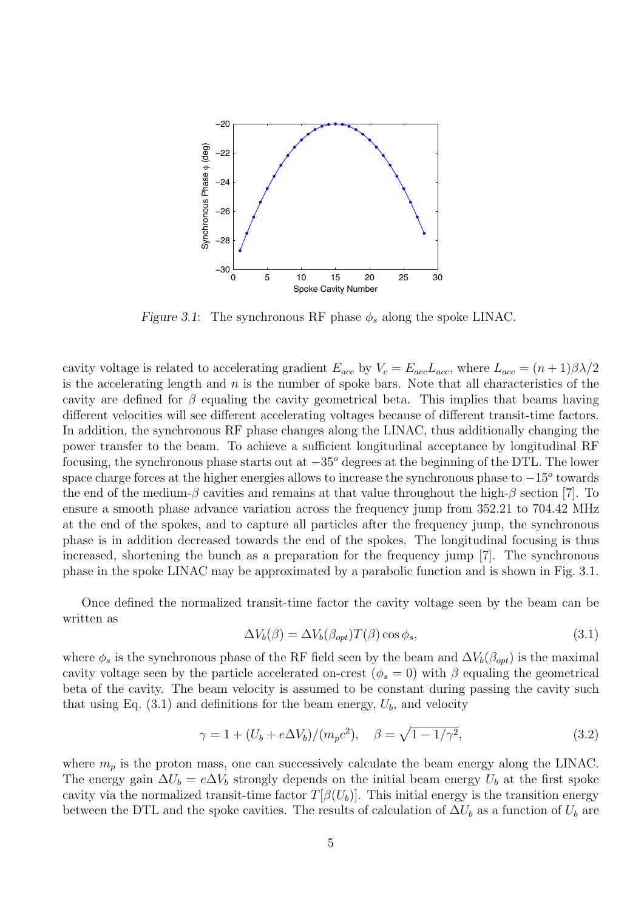*Figure 3.1*: The synchronous RF phase $\phi_s$ along the spoke LINAC.

cavity voltage is related to accelerating gradient $E_{acc}$ by $V_c = E_{acc}L_{acc}$, where $L_{acc} = (n+1)\beta\lambda/2$ is the accelerating length and $n$ is the number of spoke bars. Note that all characteristics of the cavity are defined for $\beta$ equaling the cavity geometrical beta. This implies that beams having different velocities will see different accelerating voltages because of different transit-time factors. In addition, the synchronous RF phase changes along the LINAC, thus additionally changing the power transfer to the beam. To achieve a sufficient longitudinal acceptance by longitudinal RF focusing, the synchronous phase starts out at $-35^o$ degrees at the beginning of the DTL. The lower space charge forces at the higher energies allows to increase the synchronous phase to $-15^o$ towards the end of the medium-$\beta$ cavities and remains at that value throughout the high-$\beta$ section [7]. To ensure a smooth phase advance variation across the frequency jump from 352.21 to 704.42 MHz at the end of the spokes, and to capture all particles after the frequency jump, the synchronous phase is in addition decreased towards the end of the spokes. The longitudinal focusing is thus increased, shortening the bunch as a preparation for the frequency jump [7]. The synchronous phase in the spoke LINAC may be approximated by a parabolic function and is shown in Fig. 3.1.

Once defined the normalized transit-time factor the cavity voltage seen by the beam can be written as

$$\Delta V_b(\beta) = \Delta V_b(\beta_{opt}) T(\beta) \cos\phi_s, \tag{3.1}$$

where $\phi_s$ is the synchronous phase of the RF field seen by the beam and $\Delta V_b(\beta_{opt})$ is the maximal cavity voltage seen by the particle accelerated on-crest ($\phi_s = 0$) with $\beta$ equaling the geometrical beta of the cavity. The beam velocity is assumed to be constant during passing the cavity such that using Eq. (3.1) and definitions for the beam energy, $U_b$, and velocity

$$\gamma = 1 + (U_b + e\Delta V_b)/(m_p c^2), \quad \beta = \sqrt{1 - 1/\gamma^2}, \tag{3.2}$$

where $m_p$ is the proton mass, one can successively calculate the beam energy along the LINAC. The energy gain $\Delta U_b = e\Delta V_b$ strongly depends on the initial beam energy $U_b$ at the first spoke cavity via the normalized transit-time factor $T[\beta(U_b)]$. This initial energy is the transition energy between the DTL and the spoke cavities. The results of calculation of $\Delta U_b$ as a function of $U_b$ are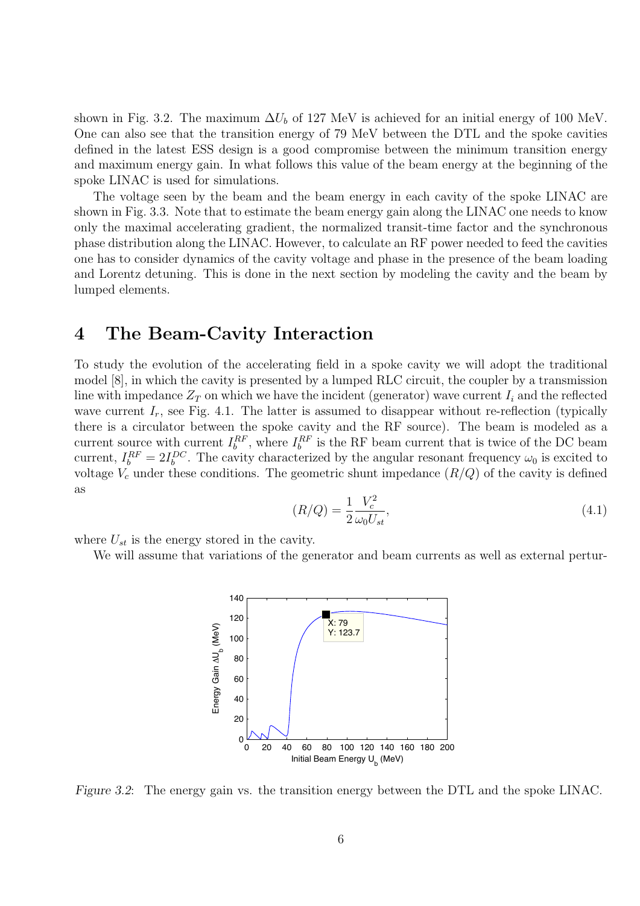shown in Fig. 3.2. The maximum $\Delta U_b$ of 127 MeV is achieved for an initial energy of 100 MeV. One can also see that the transition energy of 79 MeV between the DTL and the spoke cavities defined in the latest ESS design is a good compromise between the minimum transition energy and maximum energy gain. In what follows this value of the beam energy at the beginning of the spoke LINAC is used for simulations.

The voltage seen by the beam and the beam energy in each cavity of the spoke LINAC are shown in Fig. 3.3. Note that to estimate the beam energy gain along the LINAC one needs to know only the maximal accelerating gradient, the normalized transit-time factor and the synchronous phase distribution along the LINAC. However, to calculate an RF power needed to feed the cavities one has to consider dynamics of the cavity voltage and phase in the presence of the beam loading and Lorentz detuning. This is done in the next section by modeling the cavity and the beam by lumped elements.

# 4 The Beam-Cavity Interaction

To study the evolution of the accelerating field in a spoke cavity we will adopt the traditional model [8], in which the cavity is presented by a lumped RLC circuit, the coupler by a transmission line with impedance $Z_T$ on which we have the incident (generator) wave current $I_i$ and the reflected wave current $I_r$, see Fig. 4.1. The latter is assumed to disappear without re-reflection (typically there is a circulator between the spoke cavity and the RF source). The beam is modeled as a current source with current $I_b^{RF}$, where $I_b^{RF}$ is the RF beam current that is twice of the DC beam current, $I_b^{RF} = 2I_b^{DC}$. The cavity characterized by the angular resonant frequency $\omega_0$ is excited to voltage $V_c$ under these conditions. The geometric shunt impedance $(R/Q)$ of the cavity is defined as

$$(R/Q) = \frac{1}{2}\frac{V_c^2}{\omega_0 U_{st}}, \tag{4.1}$$

where $U_{st}$ is the energy stored in the cavity.

We will assume that variations of the generator and beam currents as well as external pertur-

*Figure 3.2*: The energy gain vs. the transition energy between the DTL and the spoke LINAC.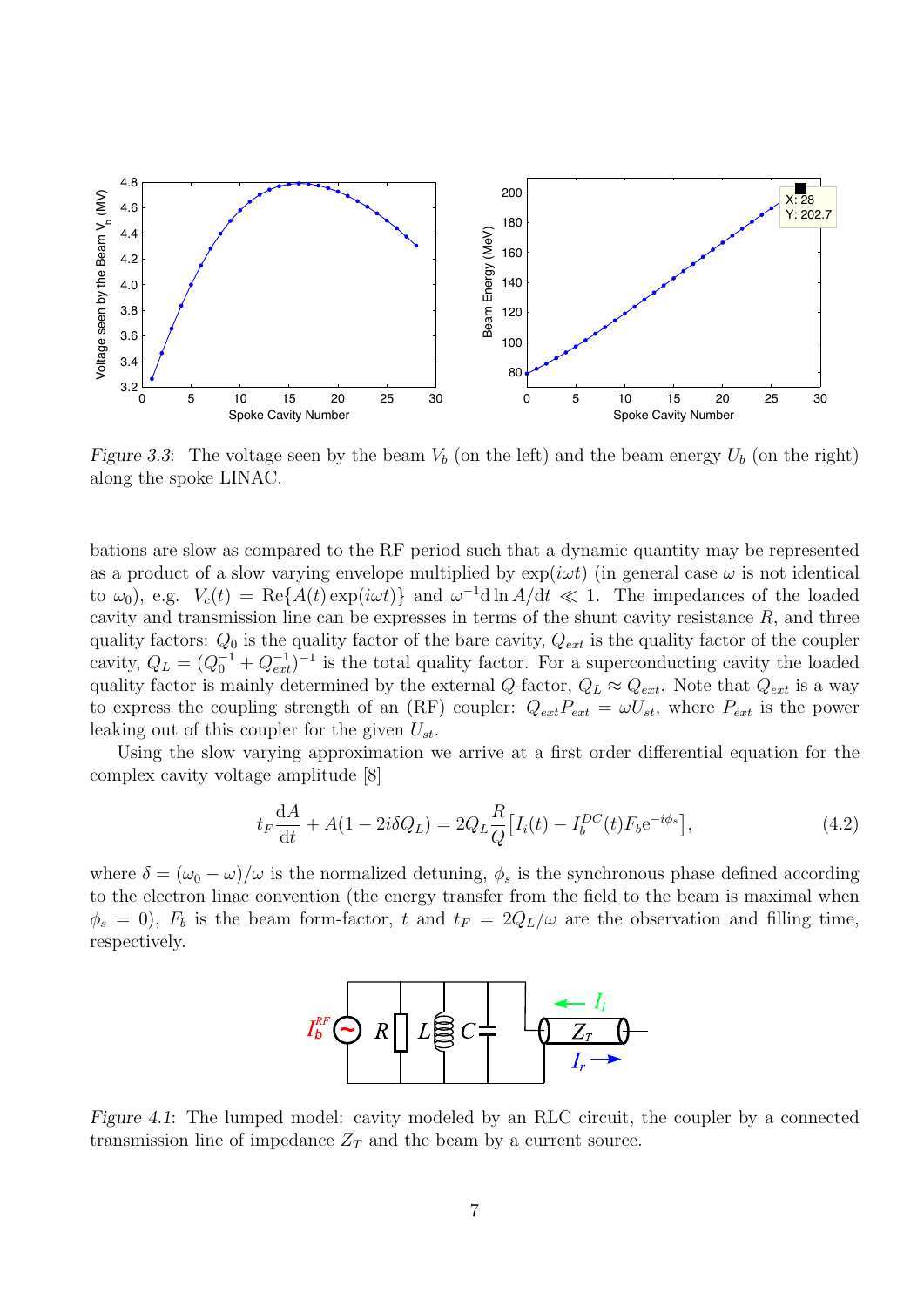*Figure 3.3*: The voltage seen by the beam $V_b$ (on the left) and the beam energy $U_b$ (on the right) along the spoke LINAC.

bations are slow as compared to the RF period such that a dynamic quantity may be represented as a product of a slow varying envelope multiplied by $\exp(i\omega t)$ (in general case $\omega$ is not identical to $\omega_0$), e.g. $V_c(t) = \mathrm{Re}\{A(t)\exp(i\omega t)\}$ and $\omega^{-1}\mathrm{d}\ln A/\mathrm{d}t \ll 1$. The impedances of the loaded cavity and transmission line can be expresses in terms of the shunt cavity resistance $R$, and three quality factors: $Q_0$ is the quality factor of the bare cavity, $Q_{ext}$ is the quality factor of the coupler cavity, $Q_L = (Q_0^{-1} + Q_{ext}^{-1})^{-1}$ is the total quality factor. For a superconducting cavity the loaded quality factor is mainly determined by the external $Q$-factor, $Q_L \approx Q_{ext}$. Note that $Q_{ext}$ is a way to express the coupling strength of an (RF) coupler: $Q_{ext}P_{ext} = \omega U_{st}$, where $P_{ext}$ is the power leaking out of this coupler for the given $U_{st}$.

Using the slow varying approximation we arrive at a first order differential equation for the complex cavity voltage amplitude [8]

$$t_F\frac{\mathrm{d}A}{\mathrm{d}t} + A(1 - 2i\delta Q_L) = 2Q_L\frac{R}{Q}\left[I_i(t) - I_b^{DC}(t)F_b\mathrm{e}^{-i\phi_s}\right], \tag{4.2}$$

where $\delta = (\omega_0 - \omega)/\omega$ is the normalized detuning, $\phi_s$ is the synchronous phase defined according to the electron linac convention (the energy transfer from the field to the beam is maximal when $\phi_s = 0$), $F_b$ is the beam form-factor, $t$ and $t_F = 2Q_L/\omega$ are the observation and filling time, respectively.

*Figure 4.1*: The lumped model: cavity modeled by an RLC circuit, the coupler by a connected transmission line of impedance $Z_T$ and the beam by a current source.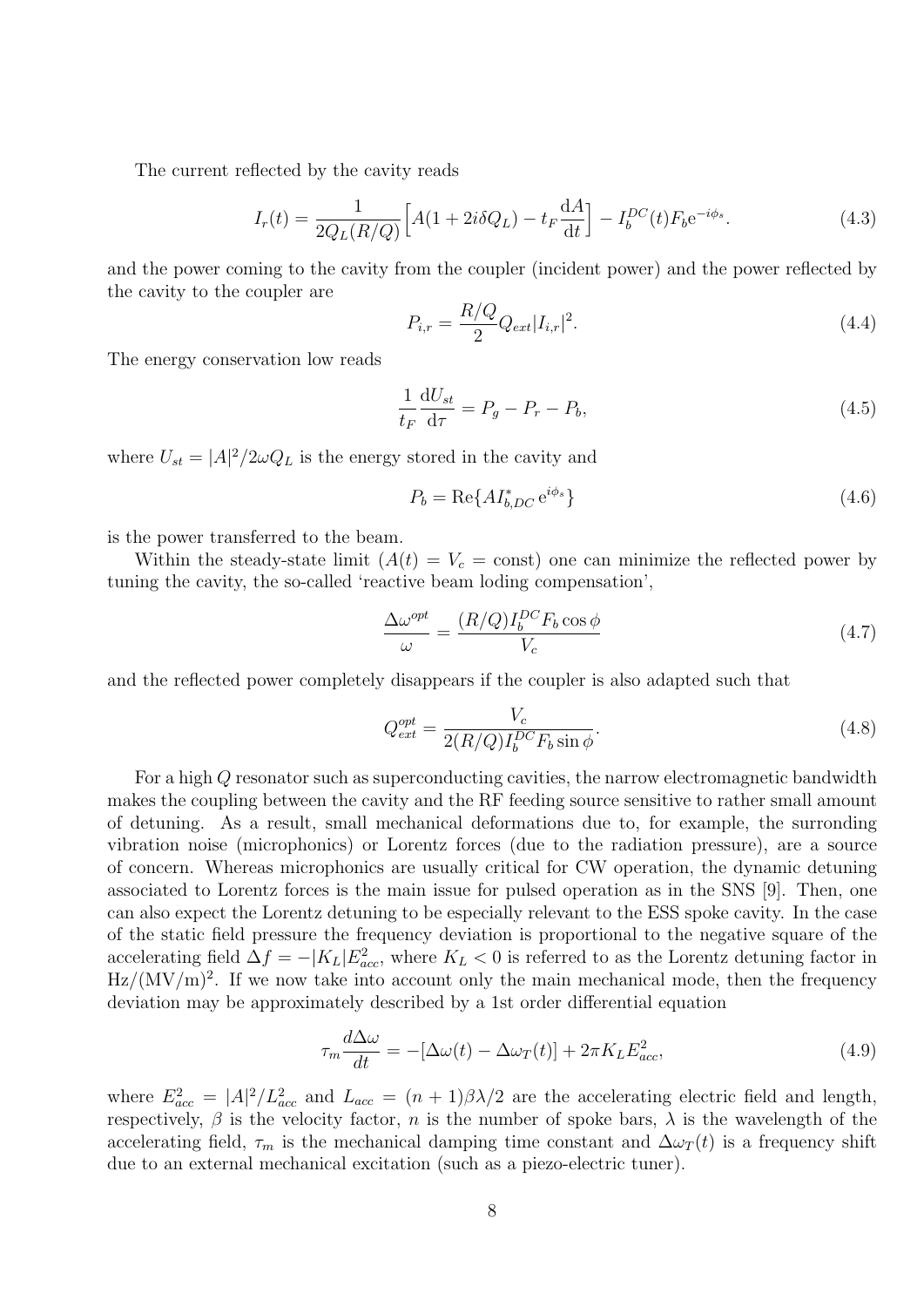The current reflected by the cavity reads

$$I_r(t) = \frac{1}{2Q_L(R/Q)}\Big[A(1+2i\delta Q_L) - t_F\frac{\mathrm{d}A}{\mathrm{d}t}\Big] - I_b^{DC}(t)F_b\mathrm{e}^{-i\phi_s}. \tag{4.3}$$

and the power coming to the cavity from the coupler (incident power) and the power reflected by the cavity to the coupler are

$$P_{i,r} = \frac{R/Q}{2}Q_{ext}|I_{i,r}|^2. \tag{4.4}$$

The energy conservation low reads

$$\frac{1}{t_F}\frac{\mathrm{d}U_{st}}{\mathrm{d}\tau} = P_g - P_r - P_b, \tag{4.5}$$

where $U_{st} = |A|^2/2\omega Q_L$ is the energy stored in the cavity and

$$P_b = \mathrm{Re}\{AI_{b,DC}^{*}\,\mathrm{e}^{i\phi_s}\} \tag{4.6}$$

is the power transferred to the beam.

Within the steady-state limit ($A(t) = V_c = \text{const}$) one can minimize the reflected power by tuning the cavity, the so-called 'reactive beam loding compensation',

$$\frac{\Delta\omega^{opt}}{\omega} = \frac{(R/Q)I_b^{DC}F_b\cos\phi}{V_c} \tag{4.7}$$

and the reflected power completely disappears if the coupler is also adapted such that

$$Q_{ext}^{opt} = \frac{V_c}{2(R/Q)I_b^{DC}F_b\sin\phi}. \tag{4.8}$$

For a high $Q$ resonator such as superconducting cavities, the narrow electromagnetic bandwidth makes the coupling between the cavity and the RF feeding source sensitive to rather small amount of detuning. As a result, small mechanical deformations due to, for example, the surronding vibration noise (microphonics) or Lorentz forces (due to the radiation pressure), are a source of concern. Whereas microphonics are usually critical for CW operation, the dynamic detuning associated to Lorentz forces is the main issue for pulsed operation as in the SNS [9]. Then, one can also expect the Lorentz detuning to be especially relevant to the ESS spoke cavity. In the case of the static field pressure the frequency deviation is proportional to the negative square of the accelerating field $\Delta f = -|K_L|E_{acc}^2$, where $K_L < 0$ is referred to as the Lorentz detuning factor in $\mathrm{Hz/(MV/m)^2}$. If we now take into account only the main mechanical mode, then the frequency deviation may be approximately described by a 1st order differential equation

$$\tau_m\frac{d\Delta\omega}{dt} = -[\Delta\omega(t) - \Delta\omega_T(t)] + 2\pi K_L E_{acc}^2, \tag{4.9}$$

where $E_{acc}^2 = |A|^2/L_{acc}^2$ and $L_{acc} = (n+1)\beta\lambda/2$ are the accelerating electric field and length, respectively, $\beta$ is the velocity factor, $n$ is the number of spoke bars, $\lambda$ is the wavelength of the accelerating field, $\tau_m$ is the mechanical damping time constant and $\Delta\omega_T(t)$ is a frequency shift due to an external mechanical excitation (such as a piezo-electric tuner).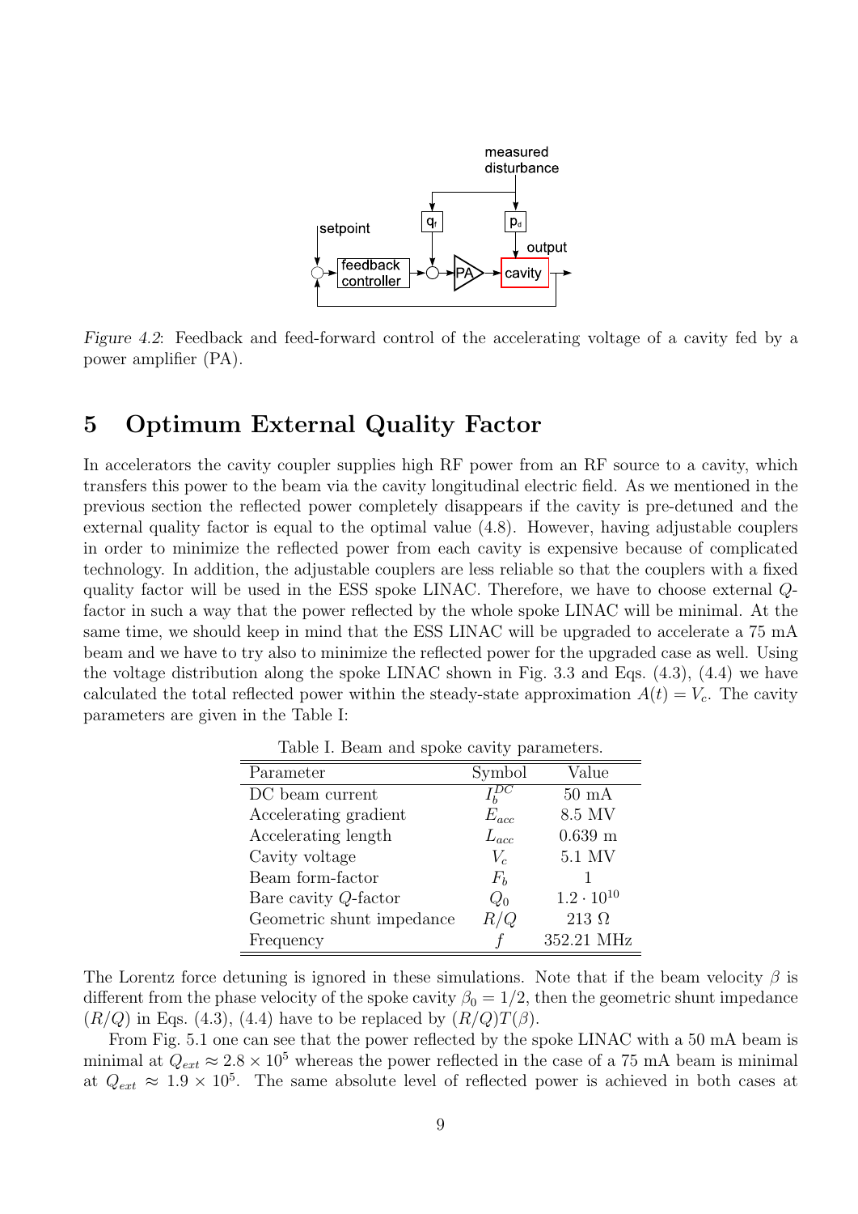*Figure 4.2*: Feedback and feed-forward control of the accelerating voltage of a cavity fed by a power amplifier (PA).

# 5 Optimum External Quality Factor

In accelerators the cavity coupler supplies high RF power from an RF source to a cavity, which transfers this power to the beam via the cavity longitudinal electric field. As we mentioned in the previous section the reflected power completely disappears if the cavity is pre-detuned and the external quality factor is equal to the optimal value (4.8). However, having adjustable couplers in order to minimize the reflected power from each cavity is expensive because of complicated technology. In addition, the adjustable couplers are less reliable so that the couplers with a fixed quality factor will be used in the ESS spoke LINAC. Therefore, we have to choose external $Q$-factor in such a way that the power reflected by the whole spoke LINAC will be minimal. At the same time, we should keep in mind that the ESS LINAC will be upgraded to accelerate a 75 mA beam and we have to try also to minimize the reflected power for the upgraded case as well. Using the voltage distribution along the spoke LINAC shown in Fig. 3.3 and Eqs. (4.3), (4.4) we have calculated the total reflected power within the steady-state approximation $A(t) = V_c$. The cavity parameters are given in the Table I:

Table I. Beam and spoke cavity parameters.

| Parameter | Symbol | Value |
|---|---|---|
| DC beam current | $I_b^{DC}$ | 50 mA |
| Accelerating gradient | $E_{acc}$ | 8.5 MV |
| Accelerating length | $L_{acc}$ | 0.639 m |
| Cavity voltage | $V_c$ | 5.1 MV |
| Beam form-factor | $F_b$ | 1 |
| Bare cavity $Q$-factor | $Q_0$ | $1.2 \cdot 10^{10}$ |
| Geometric shunt impedance | $R/Q$ | 213 Ω |
| Frequency | $f$ | 352.21 MHz |

The Lorentz force detuning is ignored in these simulations. Note that if the beam velocity $\beta$ is different from the phase velocity of the spoke cavity $\beta_0 = 1/2$, then the geometric shunt impedance $(R/Q)$ in Eqs. (4.3), (4.4) have to be replaced by $(R/Q)T(\beta)$.

From Fig. 5.1 one can see that the power reflected by the spoke LINAC with a 50 mA beam is minimal at $Q_{ext} \approx 2.8 \times 10^5$ whereas the power reflected in the case of a 75 mA beam is minimal at $Q_{ext} \approx 1.9 \times 10^5$. The same absolute level of reflected power is achieved in both cases at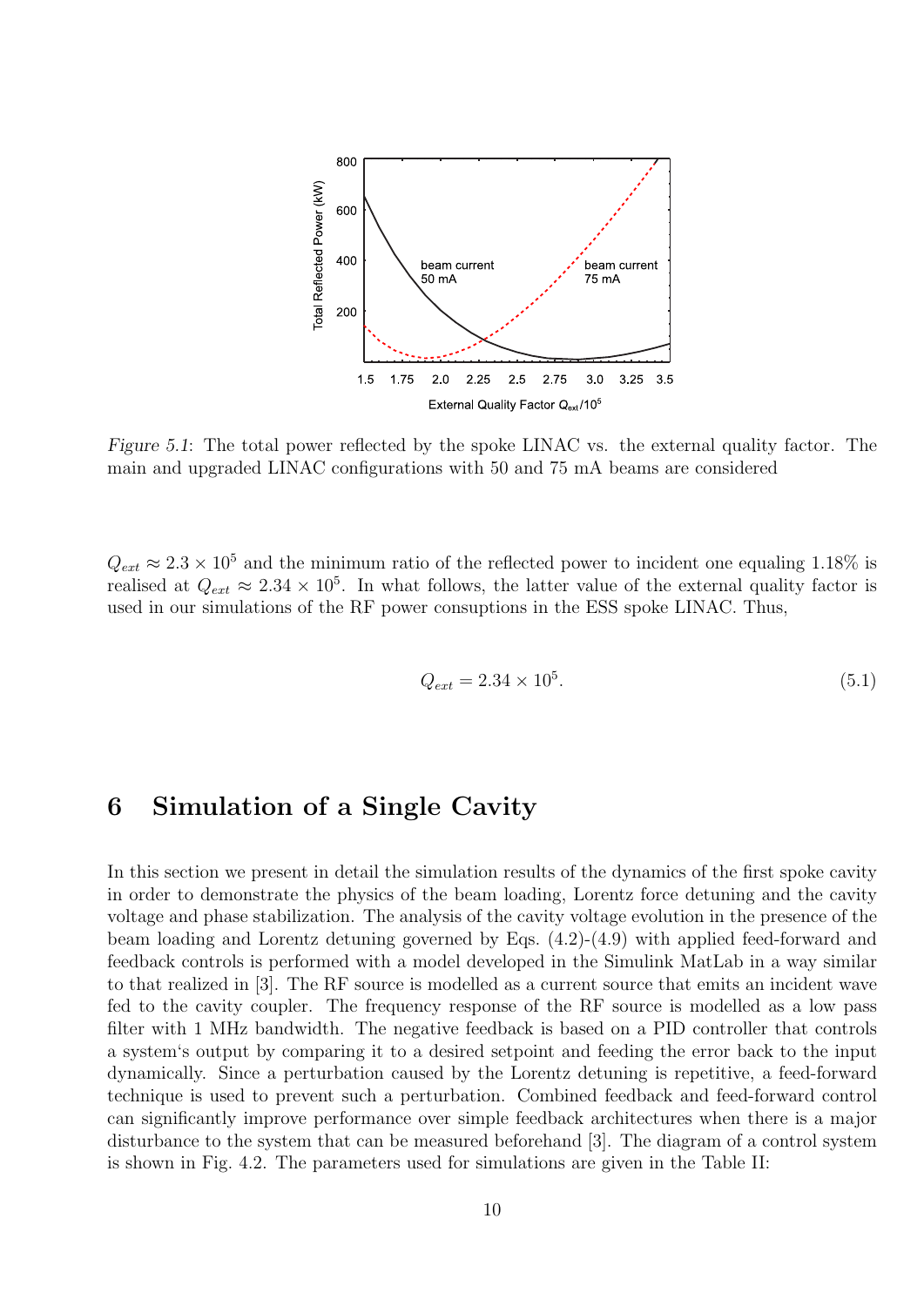*Figure 5.1*: The total power reflected by the spoke LINAC vs. the external quality factor. The main and upgraded LINAC configurations with 50 and 75 mA beams are considered

$Q_{ext} \approx 2.3 \times 10^5$ and the minimum ratio of the reflected power to incident one equaling 1.18% is realised at $Q_{ext} \approx 2.34 \times 10^5$. In what follows, the latter value of the external quality factor is used in our simulations of the RF power consuptions in the ESS spoke LINAC. Thus,

$$Q_{ext} = 2.34 \times 10^5. \tag{5.1}$$

# 6 Simulation of a Single Cavity

In this section we present in detail the simulation results of the dynamics of the first spoke cavity in order to demonstrate the physics of the beam loading, Lorentz force detuning and the cavity voltage and phase stabilization. The analysis of the cavity voltage evolution in the presence of the beam loading and Lorentz detuning governed by Eqs. (4.2)-(4.9) with applied feed-forward and feedback controls is performed with a model developed in the Simulink MatLab in a way similar to that realized in [3]. The RF source is modelled as a current source that emits an incident wave fed to the cavity coupler. The frequency response of the RF source is modelled as a low pass filter with 1 MHz bandwidth. The negative feedback is based on a PID controller that controls a system's output by comparing it to a desired setpoint and feeding the error back to the input dynamically. Since a perturbation caused by the Lorentz detuning is repetitive, a feed-forward technique is used to prevent such a perturbation. Combined feedback and feed-forward control can significantly improve performance over simple feedback architectures when there is a major disturbance to the system that can be measured beforehand [3]. The diagram of a control system is shown in Fig. 4.2. The parameters used for simulations are given in the Table II: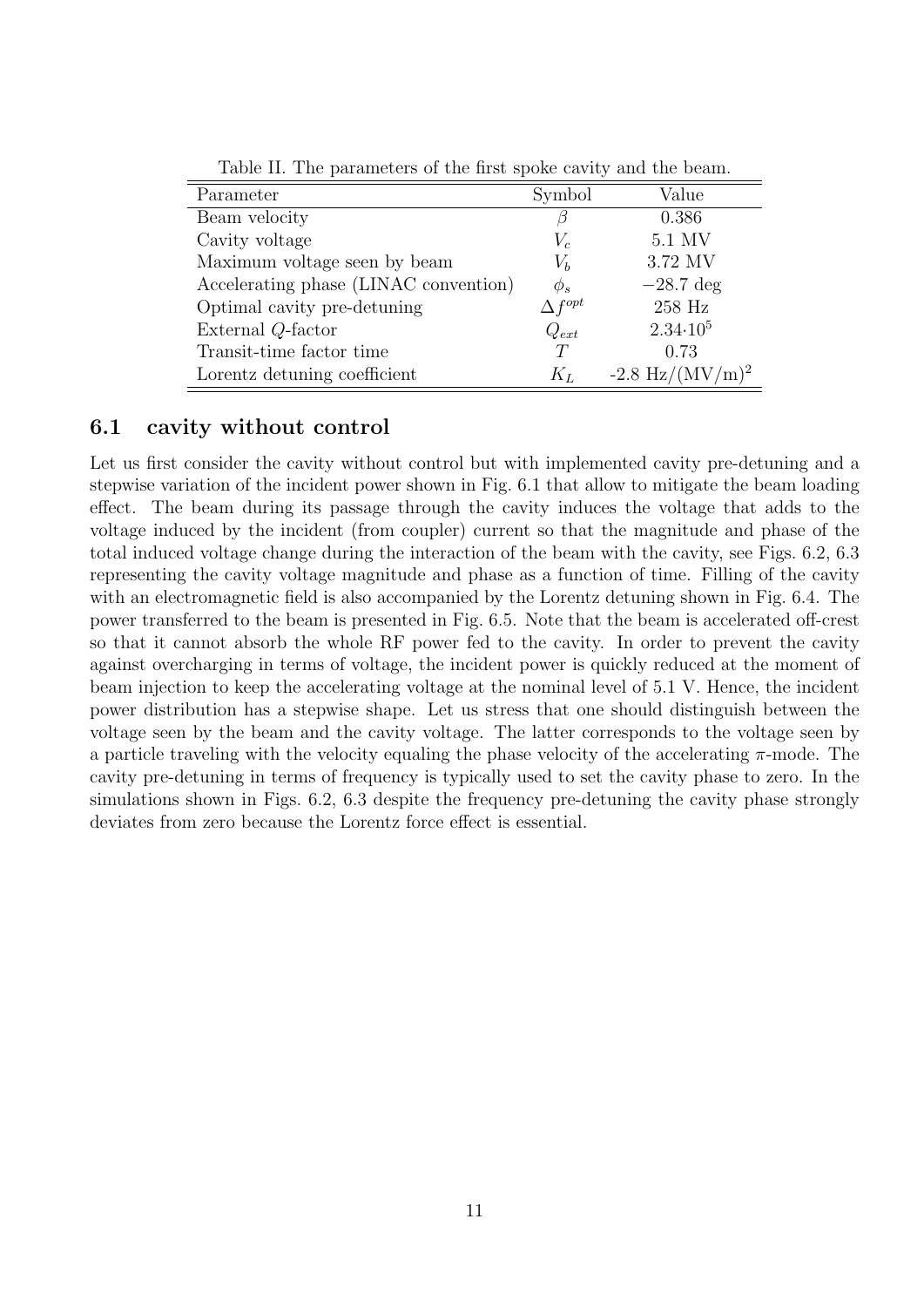Table II. The parameters of the first spoke cavity and the beam.

| Parameter | Symbol | Value |
|---|---|---|
| Beam velocity | $\beta$ | 0.386 |
| Cavity voltage | $V_c$ | 5.1 MV |
| Maximum voltage seen by beam | $V_b$ | 3.72 MV |
| Accelerating phase (LINAC convention) | $\phi_s$ | $-28.7$ deg |
| Optimal cavity pre-detuning | $\Delta f^{opt}$ | 258 Hz |
| External $Q$-factor | $Q_{ext}$ | $2.34{\cdot}10^5$ |
| Transit-time factor time | $T$ | 0.73 |
| Lorentz detuning coefficient | $K_L$ | -2.8 Hz/(MV/m)$^2$ |

## 6.1 cavity without control

Let us first consider the cavity without control but with implemented cavity pre-detuning and a stepwise variation of the incident power shown in Fig. 6.1 that allow to mitigate the beam loading effect. The beam during its passage through the cavity induces the voltage that adds to the voltage induced by the incident (from coupler) current so that the magnitude and phase of the total induced voltage change during the interaction of the beam with the cavity, see Figs. 6.2, 6.3 representing the cavity voltage magnitude and phase as a function of time. Filling of the cavity with an electromagnetic field is also accompanied by the Lorentz detuning shown in Fig. 6.4. The power transferred to the beam is presented in Fig. 6.5. Note that the beam is accelerated off-crest so that it cannot absorb the whole RF power fed to the cavity. In order to prevent the cavity against overcharging in terms of voltage, the incident power is quickly reduced at the moment of beam injection to keep the accelerating voltage at the nominal level of 5.1 V. Hence, the incident power distribution has a stepwise shape. Let us stress that one should distinguish between the voltage seen by the beam and the cavity voltage. The latter corresponds to the voltage seen by a particle traveling with the velocity equaling the phase velocity of the accelerating $\pi$-mode. The cavity pre-detuning in terms of frequency is typically used to set the cavity phase to zero. In the simulations shown in Figs. 6.2, 6.3 despite the frequency pre-detuning the cavity phase strongly deviates from zero because the Lorentz force effect is essential.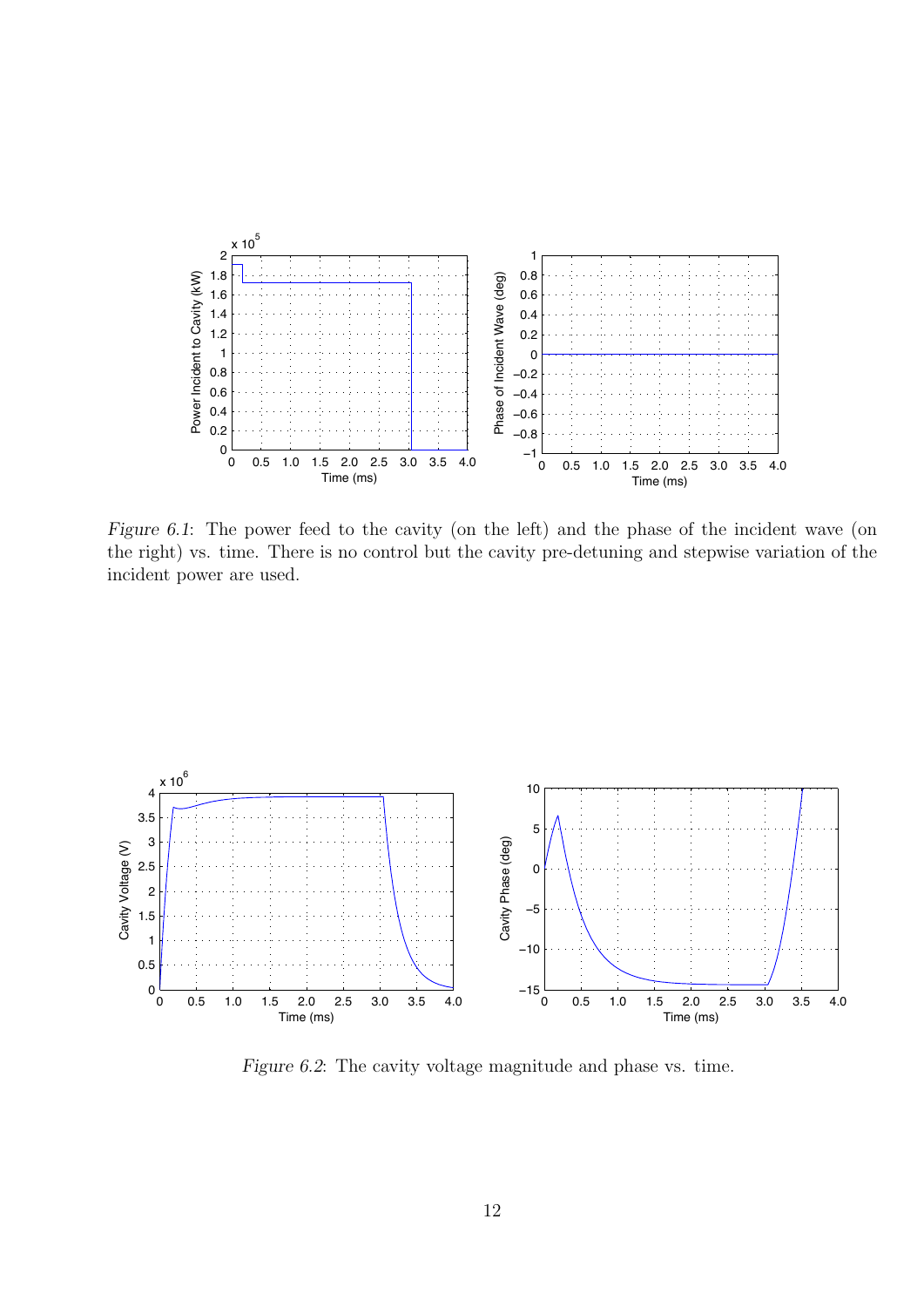*Figure 6.1*: The power feed to the cavity (on the left) and the phase of the incident wave (on the right) vs. time. There is no control but the cavity pre-detuning and stepwise variation of the incident power are used.

*Figure 6.2*: The cavity voltage magnitude and phase vs. time.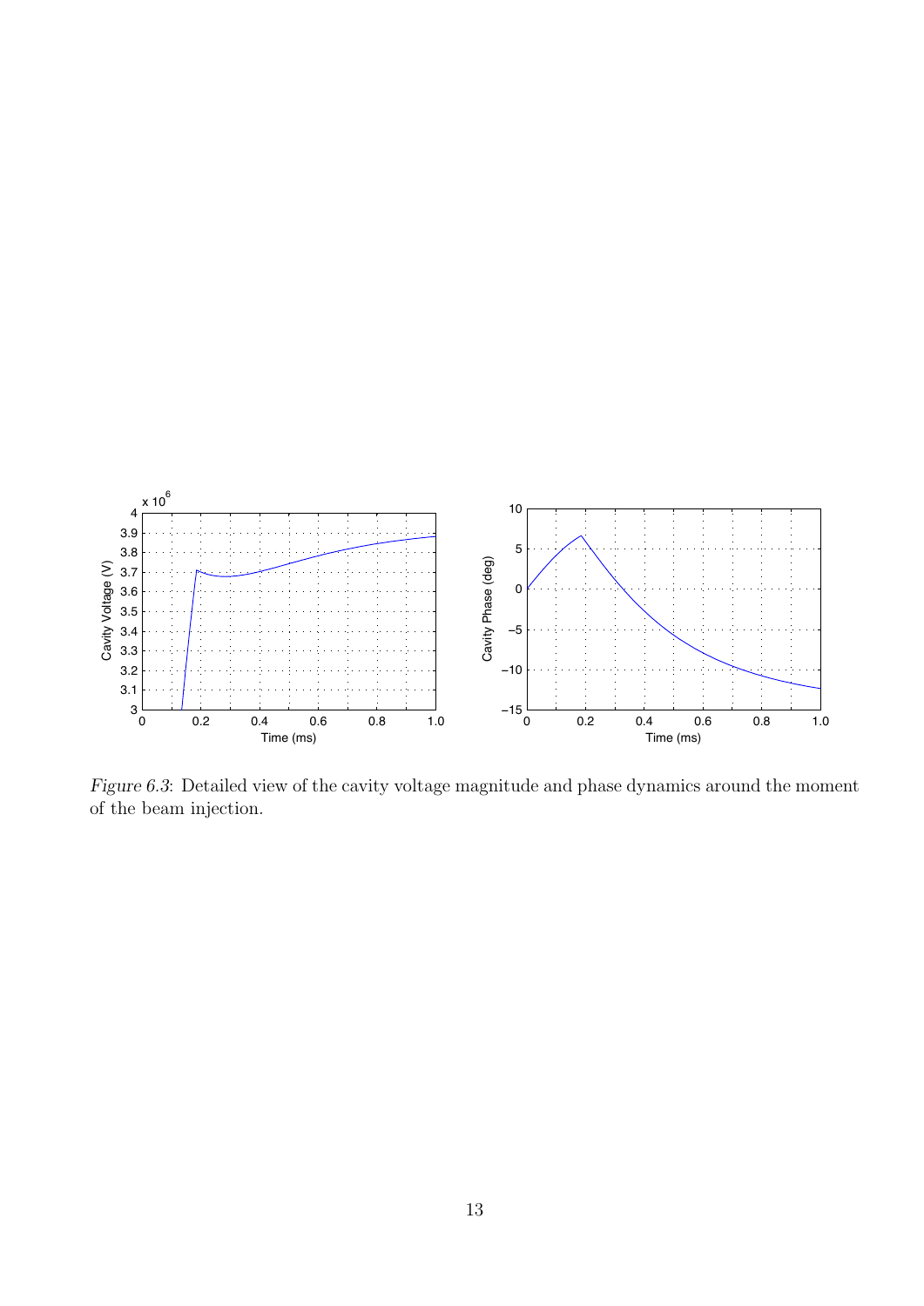*Figure 6.3*: Detailed view of the cavity voltage magnitude and phase dynamics around the moment of the beam injection.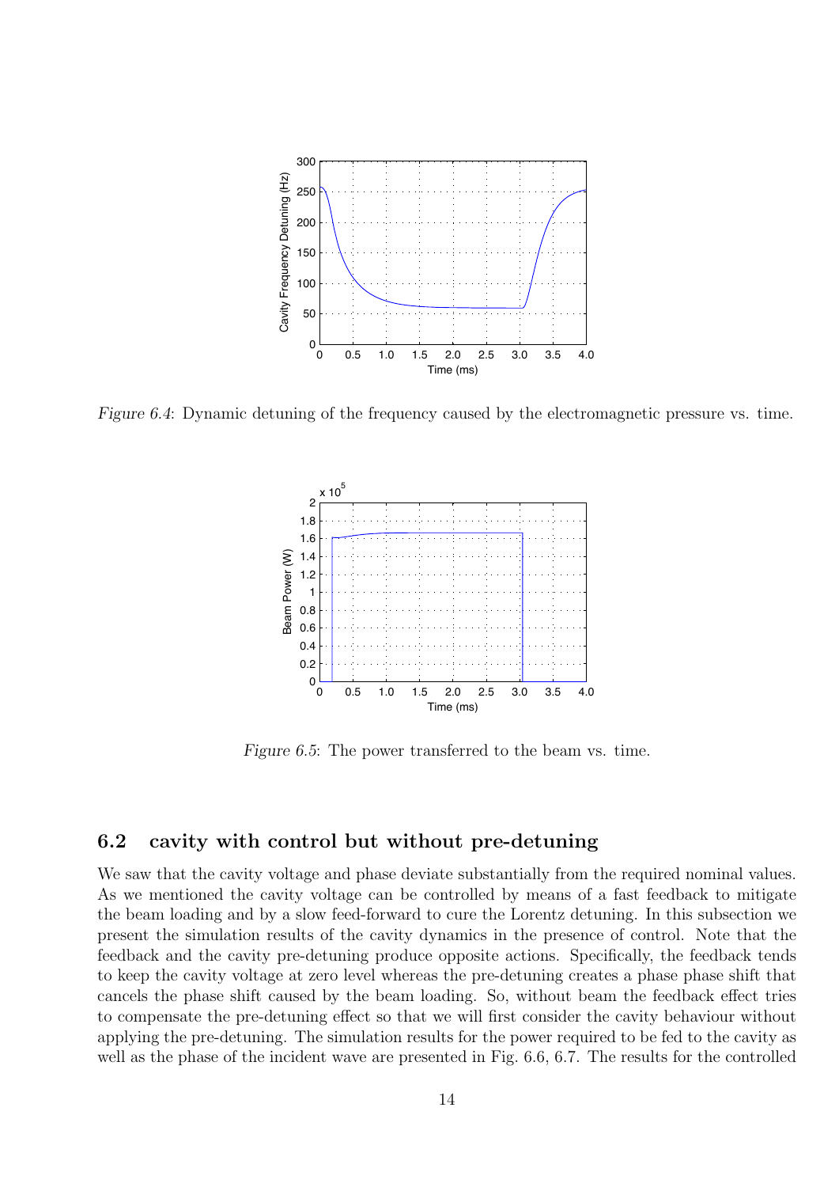*Figure 6.4*: Dynamic detuning of the frequency caused by the electromagnetic pressure vs. time.

*Figure 6.5*: The power transferred to the beam vs. time.

## 6.2 cavity with control but without pre-detuning

We saw that the cavity voltage and phase deviate substantially from the required nominal values. As we mentioned the cavity voltage can be controlled by means of a fast feedback to mitigate the beam loading and by a slow feed-forward to cure the Lorentz detuning. In this subsection we present the simulation results of the cavity dynamics in the presence of control. Note that the feedback and the cavity pre-detuning produce opposite actions. Specifically, the feedback tends to keep the cavity voltage at zero level whereas the pre-detuning creates a phase phase shift that cancels the phase shift caused by the beam loading. So, without beam the feedback effect tries to compensate the pre-detuning effect so that we will first consider the cavity behaviour without applying the pre-detuning. The simulation results for the power required to be fed to the cavity as well as the phase of the incident wave are presented in Fig. 6.6, 6.7. The results for the controlled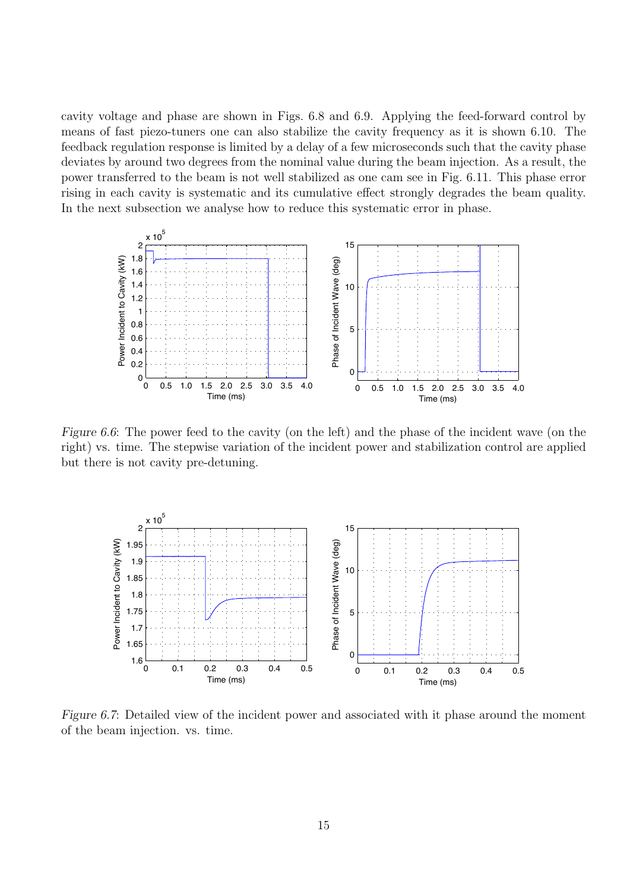cavity voltage and phase are shown in Figs. 6.8 and 6.9. Applying the feed-forward control by means of fast piezo-tuners one can also stabilize the cavity frequency as it is shown 6.10. The feedback regulation response is limited by a delay of a few microseconds such that the cavity phase deviates by around two degrees from the nominal value during the beam injection. As a result, the power transferred to the beam is not well stabilized as one cam see in Fig. 6.11. This phase error rising in each cavity is systematic and its cumulative effect strongly degrades the beam quality. In the next subsection we analyse how to reduce this systematic error in phase.

*Figure 6.6*: The power feed to the cavity (on the left) and the phase of the incident wave (on the right) vs. time. The stepwise variation of the incident power and stabilization control are applied but there is not cavity pre-detuning.

*Figure 6.7*: Detailed view of the incident power and associated with it phase around the moment of the beam injection. vs. time.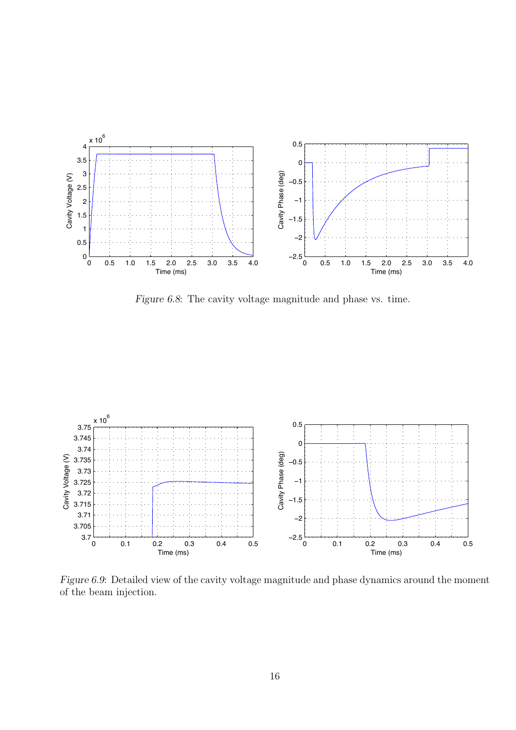*Figure 6.8*: The cavity voltage magnitude and phase vs. time.

*Figure 6.9*: Detailed view of the cavity voltage magnitude and phase dynamics around the moment of the beam injection.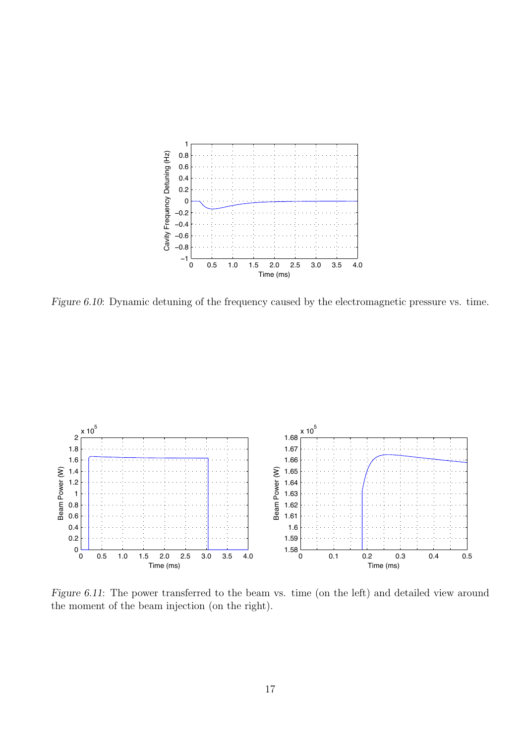*Figure 6.10*: Dynamic detuning of the frequency caused by the electromagnetic pressure vs. time.

*Figure 6.11*: The power transferred to the beam vs. time (on the left) and detailed view around the moment of the beam injection (on the right).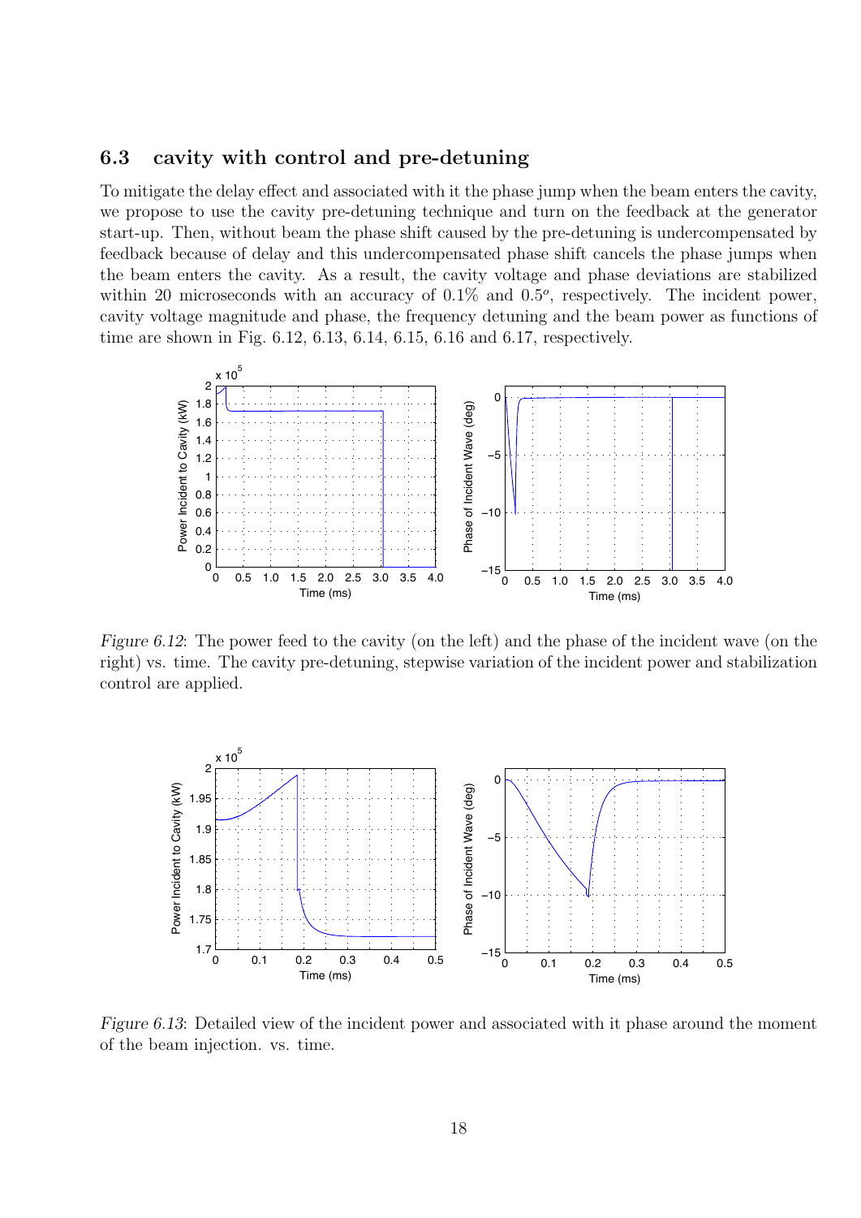## 6.3 cavity with control and pre-detuning

To mitigate the delay effect and associated with it the phase jump when the beam enters the cavity, we propose to use the cavity pre-detuning technique and turn on the feedback at the generator start-up. Then, without beam the phase shift caused by the pre-detuning is undercompensated by feedback because of delay and this undercompensated phase shift cancels the phase jumps when the beam enters the cavity. As a result, the cavity voltage and phase deviations are stabilized within 20 microseconds with an accuracy of 0.1% and $0.5^o$, respectively. The incident power, cavity voltage magnitude and phase, the frequency detuning and the beam power as functions of time are shown in Fig. 6.12, 6.13, 6.14, 6.15, 6.16 and 6.17, respectively.

*Figure 6.12*: The power feed to the cavity (on the left) and the phase of the incident wave (on the right) vs. time. The cavity pre-detuning, stepwise variation of the incident power and stabilization control are applied.

*Figure 6.13*: Detailed view of the incident power and associated with it phase around the moment of the beam injection. vs. time.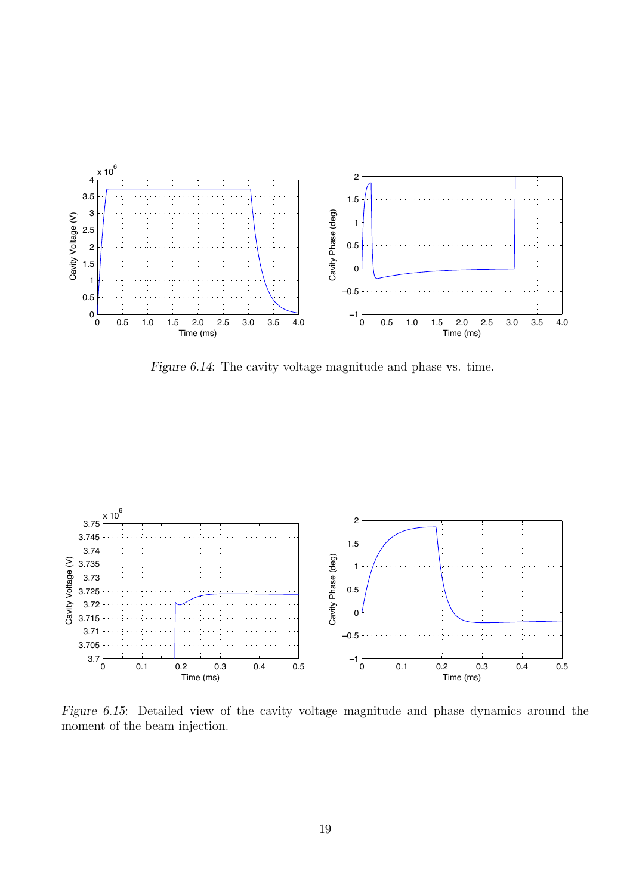*Figure 6.14*: The cavity voltage magnitude and phase vs. time.

*Figure 6.15*: Detailed view of the cavity voltage magnitude and phase dynamics around the moment of the beam injection.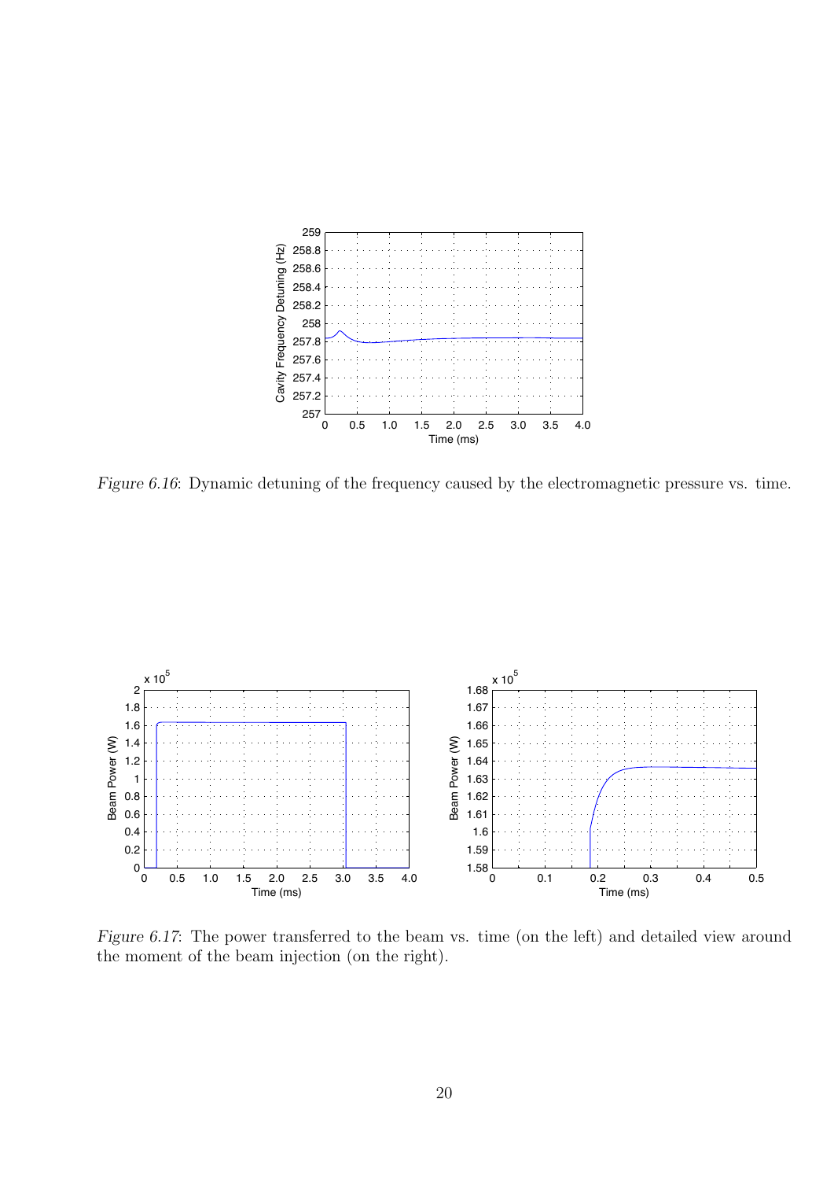*Figure 6.16*: Dynamic detuning of the frequency caused by the electromagnetic pressure vs. time.

*Figure 6.17*: The power transferred to the beam vs. time (on the left) and detailed view around the moment of the beam injection (on the right).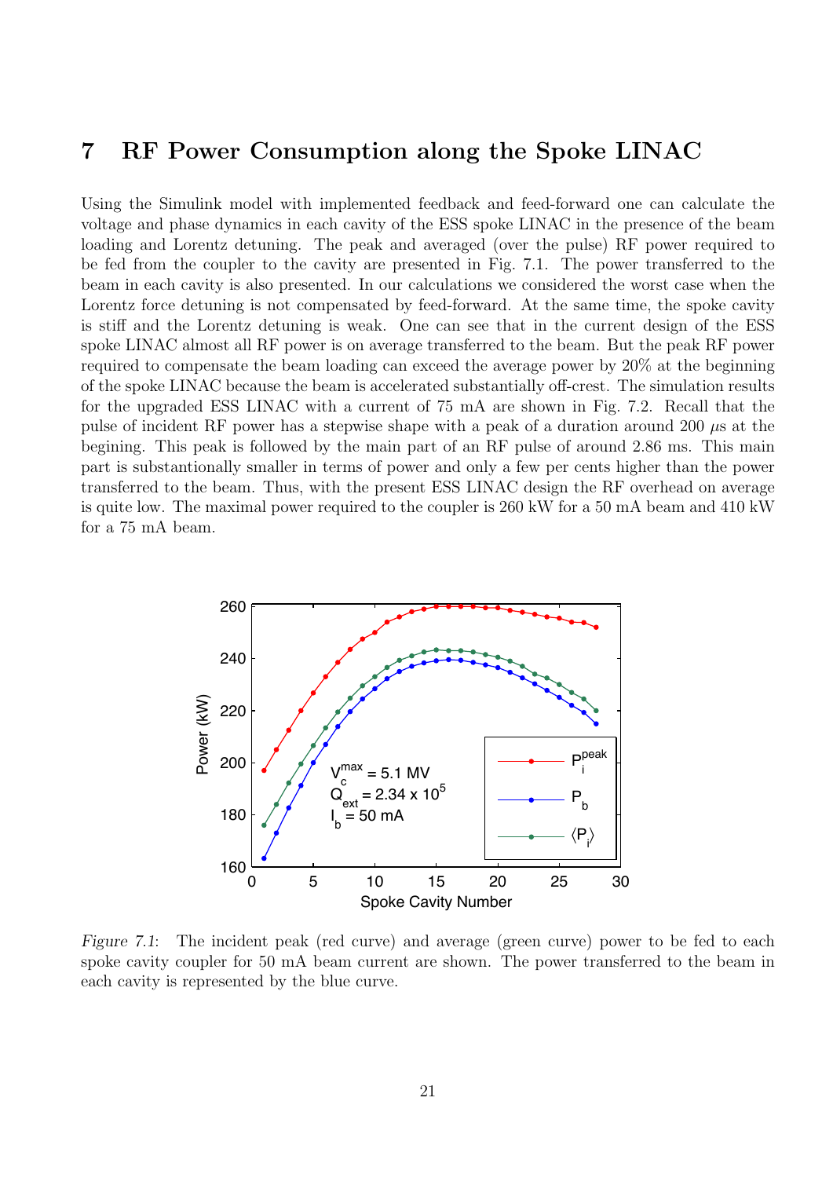# 7 RF Power Consumption along the Spoke LINAC

Using the Simulink model with implemented feedback and feed-forward one can calculate the voltage and phase dynamics in each cavity of the ESS spoke LINAC in the presence of the beam loading and Lorentz detuning. The peak and averaged (over the pulse) RF power required to be fed from the coupler to the cavity are presented in Fig. 7.1. The power transferred to the beam in each cavity is also presented. In our calculations we considered the worst case when the Lorentz force detuning is not compensated by feed-forward. At the same time, the spoke cavity is stiff and the Lorentz detuning is weak. One can see that in the current design of the ESS spoke LINAC almost all RF power is on average transferred to the beam. But the peak RF power required to compensate the beam loading can exceed the average power by 20% at the beginning of the spoke LINAC because the beam is accelerated substantially off-crest. The simulation results for the upgraded ESS LINAC with a current of 75 mA are shown in Fig. 7.2. Recall that the pulse of incident RF power has a stepwise shape with a peak of a duration around 200 $\mu$s at the begining. This peak is followed by the main part of an RF pulse of around 2.86 ms. This main part is substantionally smaller in terms of power and only a few per cents higher than the power transferred to the beam. Thus, with the present ESS LINAC design the RF overhead on average is quite low. The maximal power required to the coupler is 260 kW for a 50 mA beam and 410 kW for a 75 mA beam.

*Figure 7.1*: The incident peak (red curve) and average (green curve) power to be fed to each spoke cavity coupler for 50 mA beam current are shown. The power transferred to the beam in each cavity is represented by the blue curve.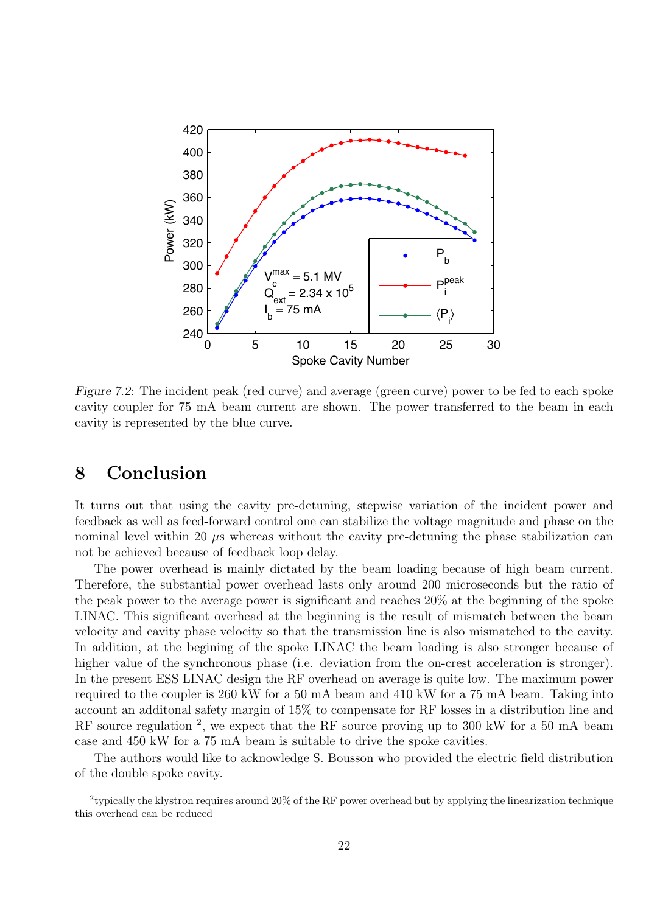*Figure 7.2*: The incident peak (red curve) and average (green curve) power to be fed to each spoke cavity coupler for 75 mA beam current are shown. The power transferred to the beam in each cavity is represented by the blue curve.

# 8 Conclusion

It turns out that using the cavity pre-detuning, stepwise variation of the incident power and feedback as well as feed-forward control one can stabilize the voltage magnitude and phase on the nominal level within 20 $\mu$s whereas without the cavity pre-detuning the phase stabilization can not be achieved because of feedback loop delay.

The power overhead is mainly dictated by the beam loading because of high beam current. Therefore, the substantial power overhead lasts only around 200 microseconds but the ratio of the peak power to the average power is significant and reaches 20% at the beginning of the spoke LINAC. This significant overhead at the beginning is the result of mismatch between the beam velocity and cavity phase velocity so that the transmission line is also mismatched to the cavity. In addition, at the begining of the spoke LINAC the beam loading is also stronger because of higher value of the synchronous phase (i.e. deviation from the on-crest acceleration is stronger). In the present ESS LINAC design the RF overhead on average is quite low. The maximum power required to the coupler is 260 kW for a 50 mA beam and 410 kW for a 75 mA beam. Taking into account an additonal safety margin of 15% to compensate for RF losses in a distribution line and RF source regulation [2], we expect that the RF source proving up to 300 kW for a 50 mA beam case and 450 kW for a 75 mA beam is suitable to drive the spoke cavities.

The authors would like to acknowledge S. Bousson who provided the electric field distribution of the double spoke cavity.

[2] typically the klystron requires around 20% of the RF power overhead but by applying the linearization technique this overhead can be reduced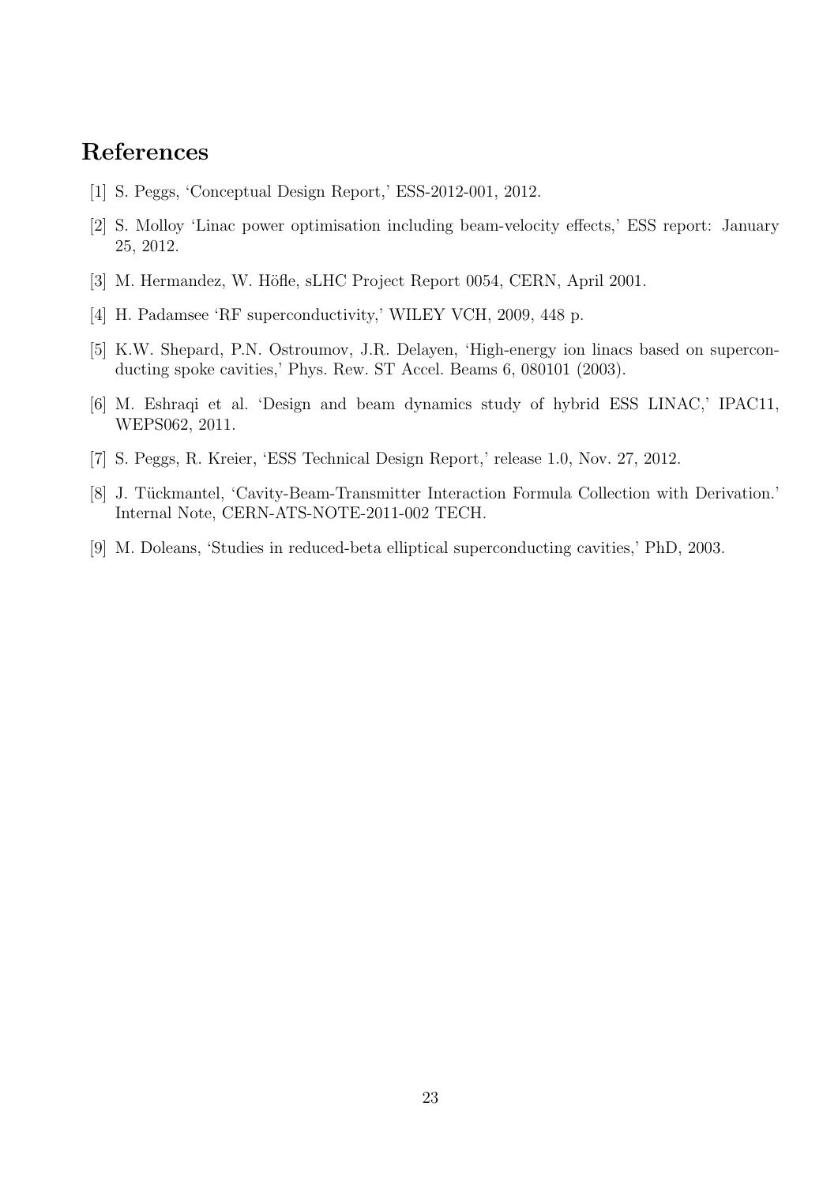# References

[1] S. Peggs, 'Conceptual Design Report,' ESS-2012-001, 2012.

[2] S. Molloy 'Linac power optimisation including beam-velocity effects,' ESS report: January 25, 2012.

[3] M. Hermandez, W. Höfle, sLHC Project Report 0054, CERN, April 2001.

[4] H. Padamsee 'RF superconductivity,' WILEY VCH, 2009, 448 p.

[5] K.W. Shepard, P.N. Ostroumov, J.R. Delayen, 'High-energy ion linacs based on superconducting spoke cavities,' Phys. Rew. ST Accel. Beams 6, 080101 (2003).

[6] M. Eshraqi et al. 'Design and beam dynamics study of hybrid ESS LINAC,' IPAC11, WEPS062, 2011.

[7] S. Peggs, R. Kreier, 'ESS Technical Design Report,' release 1.0, Nov. 27, 2012.

[8] J. Tückmantel, 'Cavity-Beam-Transmitter Interaction Formula Collection with Derivation.' Internal Note, CERN-ATS-NOTE-2011-002 TECH.

[9] M. Doleans, 'Studies in reduced-beta elliptical superconducting cavities,' PhD, 2003.